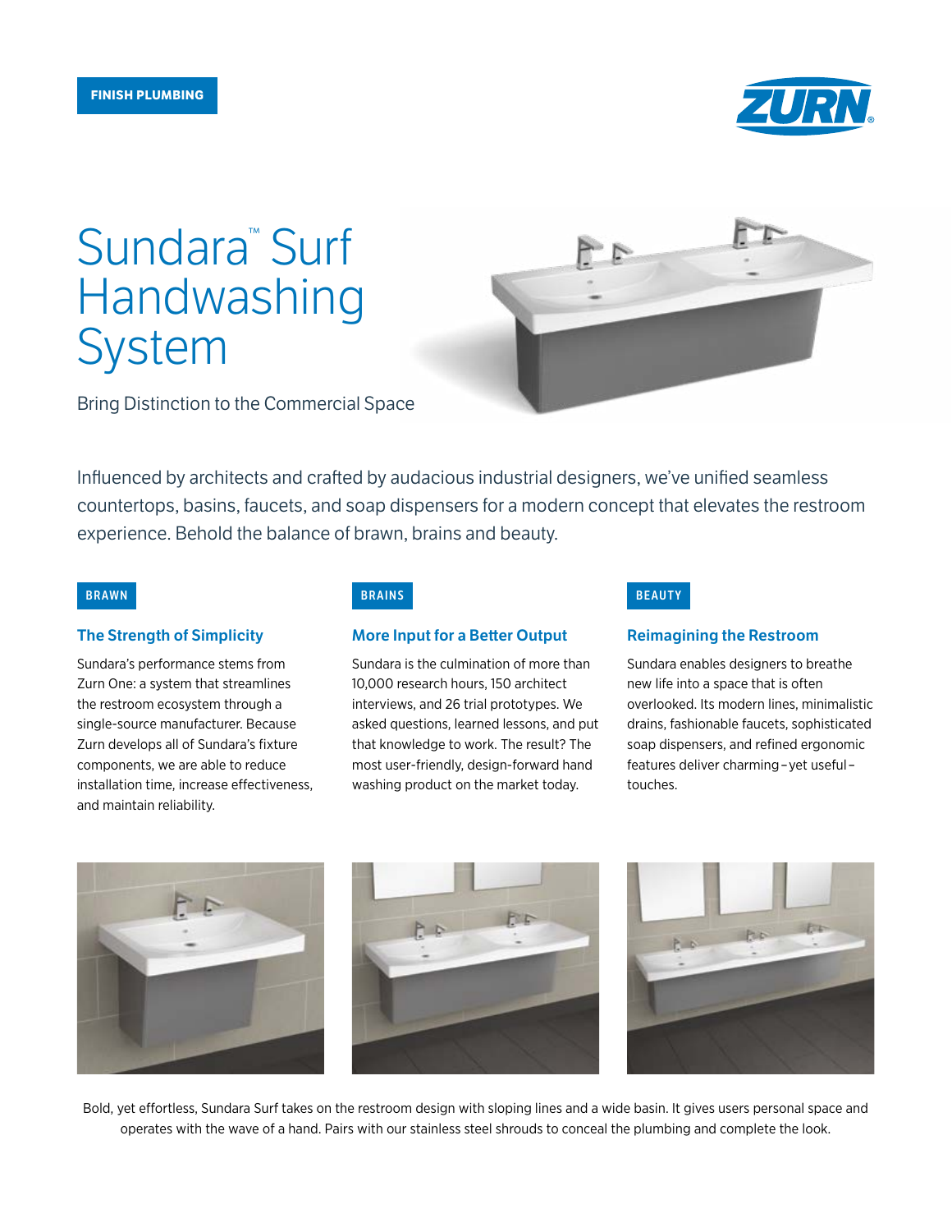FINISH PLUMBING

ZURN

# Sundara™ Surf Handwashing System

Bring Distinction to the Commercial Space

Influenced by architects and crafted by audacious industrial designers, we've unified seamless countertops, basins, faucets, and soap dispensers for a modern concept that elevates the restroom experience. Behold the balance of brawn, brains and beauty.

**BRAWN**

### The Strength of Simplicity

Sundara's performance stems from Zurn One: a system that streamlines the restroom ecosystem through a single-source manufacturer. Because Zurn develops all of Sundara's fixture components, we are able to reduce installation time, increase effectiveness, and maintain reliability.

**BRAINS**

### More Input for a Better Output

Sundara is the culmination of more than 10,000 research hours, 150 architect interviews, and 26 trial prototypes. We asked questions, learned lessons, and put that knowledge to work. The result? The most user-friendly, design-forward hand washing product on the market today.

**BEAUTY**

### Reimagining the Restroom

Sundara enables designers to breathe new life into a space that is often overlooked. Its modern lines, minimalistic drains, fashionable faucets, sophisticated soap dispensers, and refined ergonomic features deliver charming – yet useful – touches.

Bold, yet effortless, Sundara Surf takes on the restroom design with sloping lines and a wide basin. It gives users personal space and operates with the wave of a hand. Pairs with our stainless steel shrouds to conceal the plumbing and complete the look.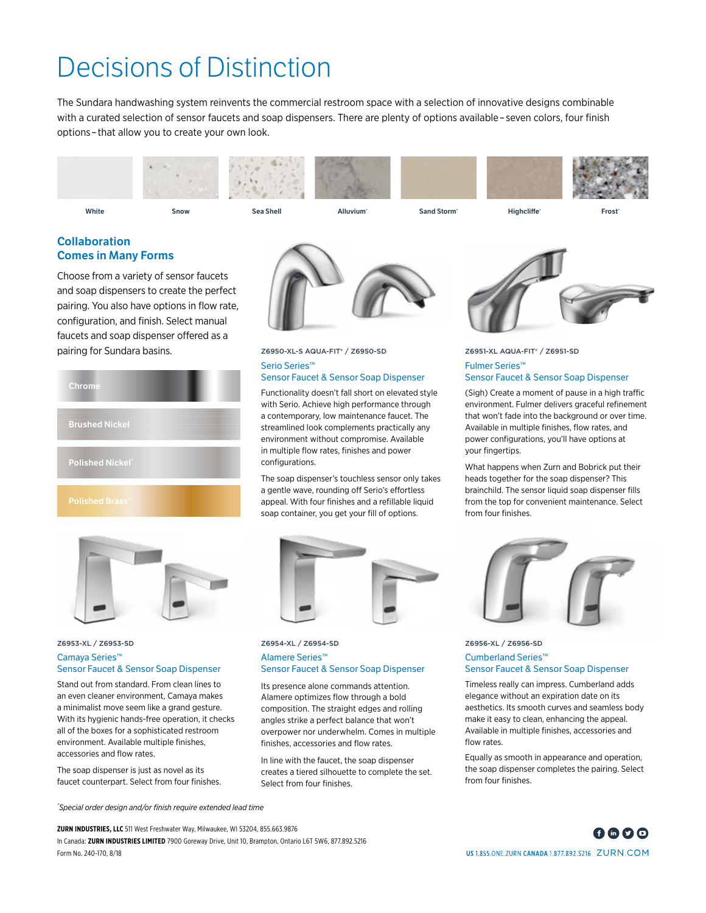# Decisions of Distinction

The Sundara handwashing system reinvents the commercial restroom space with a selection of innovative designs combinable with a curated selection of sensor faucets and soap dispensers. There are plenty of options available – seven colors, four finish options – that allow you to create your own look.

White

Snow

Sea Shell

Alluvium*

Sand Storm*

Highcliffe*

Frost*

## Collaboration Comes in Many Forms

Choose from a variety of sensor faucets and soap dispensers to create the perfect pairing. You also have options in flow rate, configuration, and finish. Select manual faucets and soap dispenser offered as a pairing for Sundara basins.

Chrome

Brushed Nickel

Polished Nickel*

Polished Brass*

Z6950-XL-S AQUA-FIT® / Z6950-SD

### Serio Series™ Sensor Faucet & Sensor Soap Dispenser

Functionality doesn't fall short on elevated style with Serio. Achieve high performance through a contemporary, low maintenance faucet. The streamlined look complements practically any environment without compromise. Available in multiple flow rates, finishes and power configurations.

The soap dispenser's touchless sensor only takes a gentle wave, rounding off Serio's effortless appeal. With four finishes and a refillable liquid soap container, you get your fill of options.

Z6951-XL AQUA-FIT® / Z6951-SD

### Fulmer Series™ Sensor Faucet & Sensor Soap Dispenser

(Sigh) Create a moment of pause in a high traffic environment. Fulmer delivers graceful refinement that won't fade into the background or over time. Available in multiple finishes, flow rates, and power configurations, you'll have options at your fingertips.

What happens when Zurn and Bobrick put their heads together for the soap dispenser? This brainchild. The sensor liquid soap dispenser fills from the top for convenient maintenance. Select from four finishes.

Z6953-XL / Z6953-SD

### Camaya Series™ Sensor Faucet & Sensor Soap Dispenser

Stand out from standard. From clean lines to an even cleaner environment, Camaya makes a minimalist move seem like a grand gesture. With its hygienic hands-free operation, it checks all of the boxes for a sophisticated restroom environment. Available multiple finishes, accessories and flow rates.

The soap dispenser is just as novel as its faucet counterpart. Select from four finishes.

Z6954-XL / Z6954-SD

### Alamere Series™ Sensor Faucet & Sensor Soap Dispenser

Its presence alone commands attention. Alamere optimizes flow through a bold composition. The straight edges and rolling angles strike a perfect balance that won't overpower nor underwhelm. Comes in multiple finishes, accessories and flow rates.

In line with the faucet, the soap dispenser creates a tiered silhouette to complete the set. Select from four finishes.

Z6956-XL / Z6956-SD

### Cumberland Series™ Sensor Faucet & Sensor Soap Dispenser

Timeless really can impress. Cumberland adds elegance without an expiration date on its aesthetics. Its smooth curves and seamless body make it easy to clean, enhancing the appeal. Available in multiple finishes, accessories and flow rates.

Equally as smooth in appearance and operation, the soap dispenser completes the pairing. Select from four finishes.

*\*Special order design and/or finish require extended lead time*

**ZURN INDUSTRIES, LLC** 511 West Freshwater Way, Milwaukee, WI 53204, 855.663.9876
In Canada: **ZURN INDUSTRIES LIMITED** 7900 Goreway Drive, Unit 10, Brampton, Ontario L6T 5W6, 877.892.5216
Form No. 240-170, 8/18

US 1.855.ONE.ZURN CANADA 1.877.892.5216 ZURN.COM